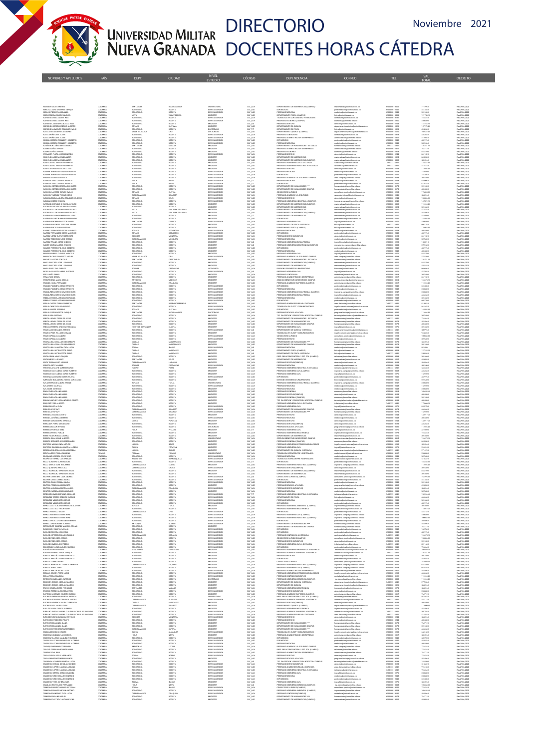# Universidad Militar Nueva Granada

# DIRECTORIO DOCENTES HORAS CÁTEDRA

Noviembre 2021

| NOMBRES Y APELLIDOS | PAÍS | DEPT. | CIUDAD | NIVEL ESTUDIO | CÓDIGO | DEPENDENCIA | CORREO | TEL. | VAL TOTAL | DECRETO |
|---|---|---|---|---|---|---|---|---|---|---|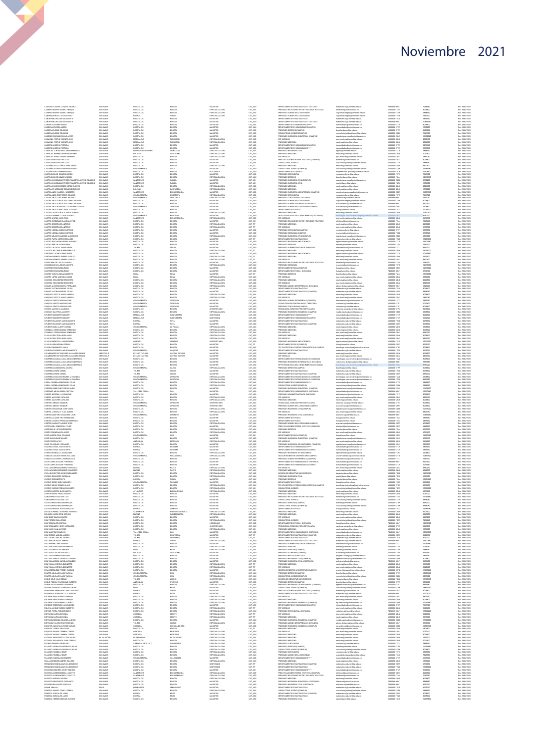# Noviembre 2021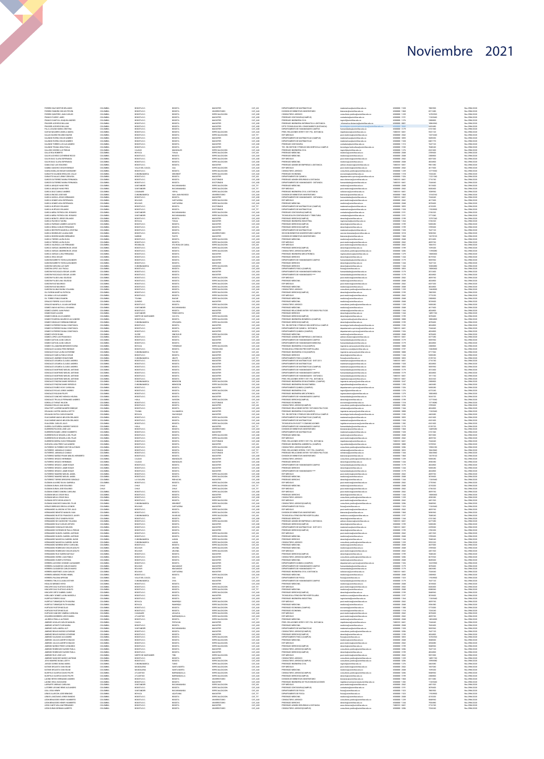# Noviembre 2021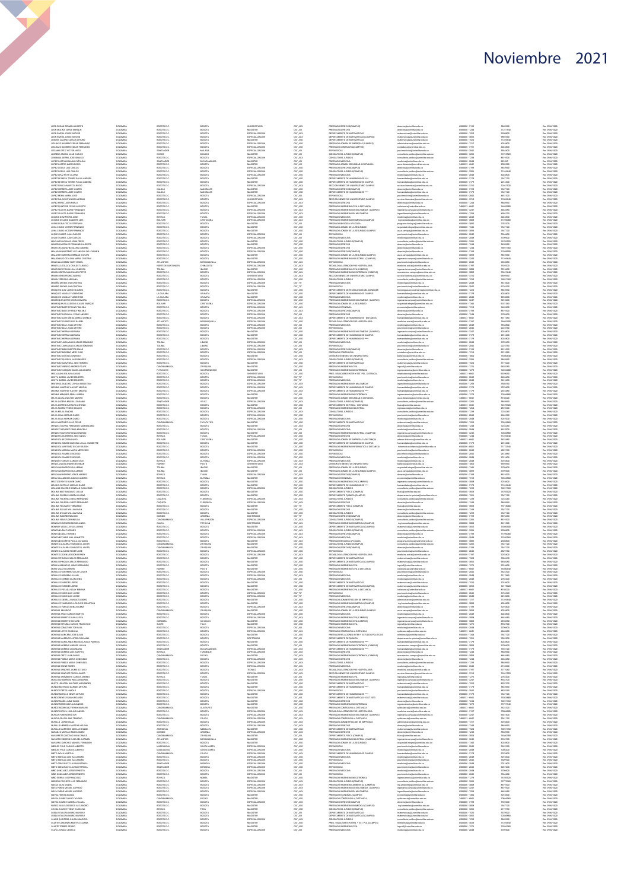# Noviembre 2021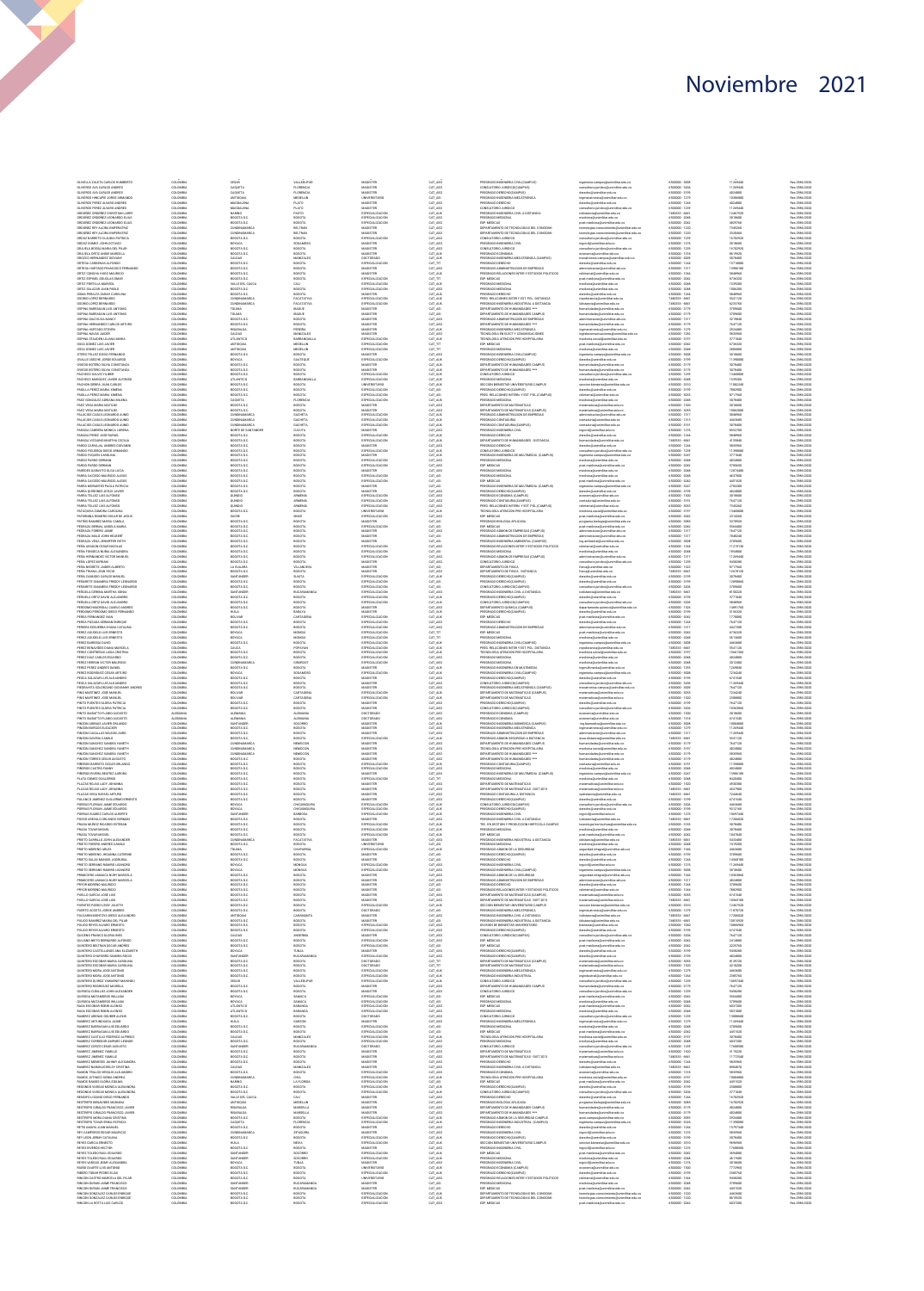# Noviembre 2021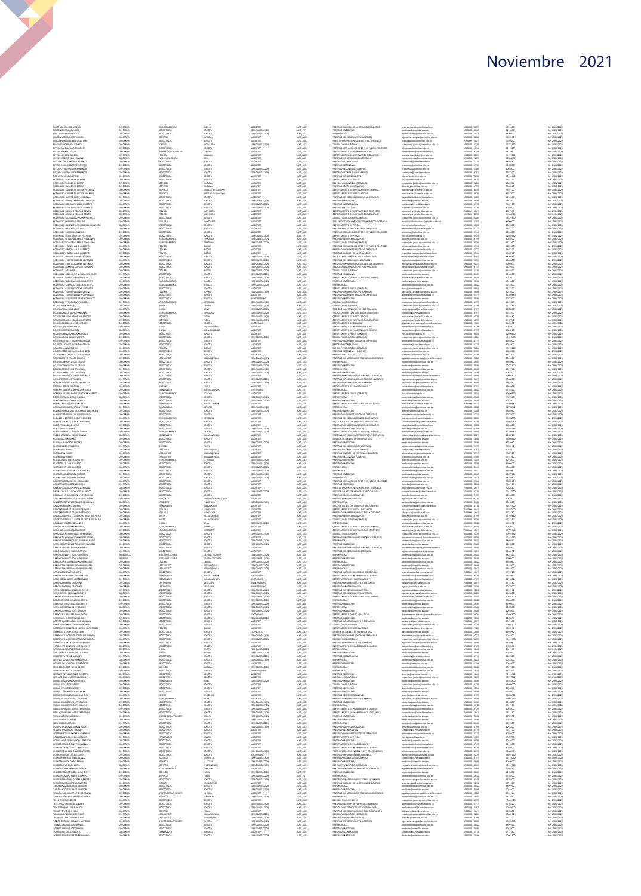# Noviembre 2021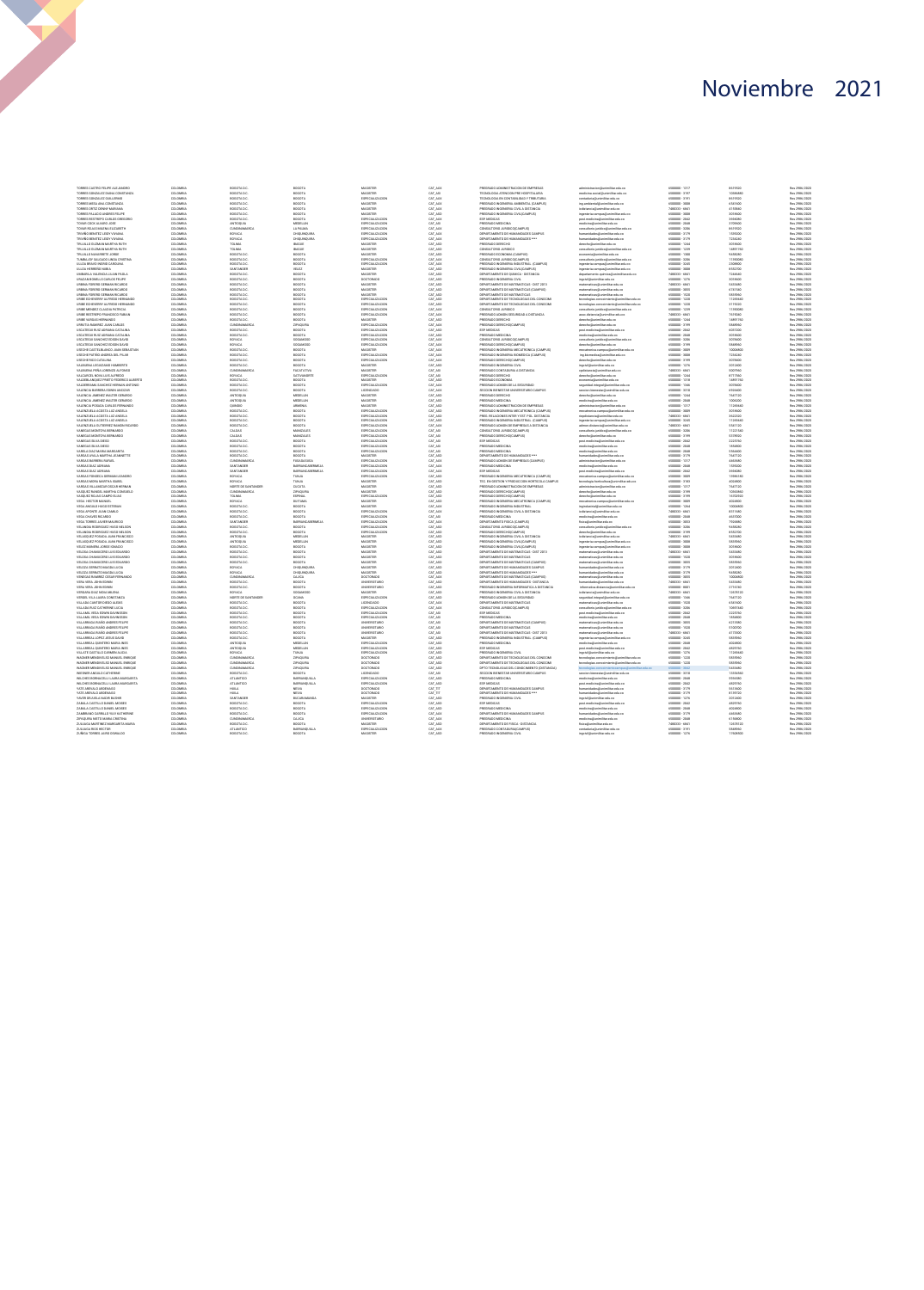# Noviembre 2021